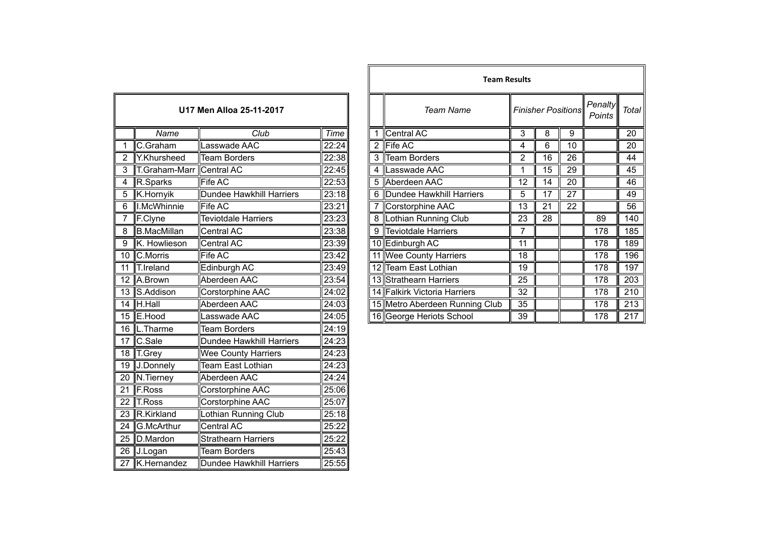## U17 Men Alloa 25-11-2017

| | Name | Club | Time |
|---|---|---|---|
| 1 | C.Graham | Lasswade AAC | 22:24 |
| 2 | Y.Khursheed | Team Borders | 22:38 |
| 3 | T.Graham-Marr | Central AC | 22:45 |
| 4 | R.Sparks | Fife AC | 22:53 |
| 5 | K.Hornyik | Dundee Hawkhill Harriers | 23:18 |
| 6 | I.McWhinnie | Fife AC | 23:21 |
| 7 | F.Clyne | Teviotdale Harriers | 23:23 |
| 8 | B.MacMillan | Central AC | 23:38 |
| 9 | K. Howlieson | Central AC | 23:39 |
| 10 | C.Morris | Fife AC | 23:42 |
| 11 | T.Ireland | Edinburgh AC | 23:49 |
| 12 | A.Brown | Aberdeen AAC | 23:54 |
| 13 | S.Addison | Corstorphine AAC | 24:02 |
| 14 | H.Hall | Aberdeen AAC | 24:03 |
| 15 | E.Hood | Lasswade AAC | 24:05 |
| 16 | L.Tharme | Team Borders | 24:19 |
| 17 | C.Sale | Dundee Hawkhill Harriers | 24:23 |
| 18 | T.Grey | Wee County Harriers | 24:23 |
| 19 | J.Donnely | Team East Lothian | 24:23 |
| 20 | N.Tierney | Aberdeen AAC | 24:24 |
| 21 | F.Ross | Corstorphine AAC | 25:06 |
| 22 | T.Ross | Corstorphine AAC | 25:07 |
| 23 | R.Kirkland | Lothian Running Club | 25:18 |
| 24 | G.McArthur | Central AC | 25:22 |
| 25 | D.Mardon | Strathearn Harriers | 25:22 |
| 26 | J.Logan | Team Borders | 25:43 |
| 27 | K.Hernandez | Dundee Hawkhill Harriers | 25:55 |

## Team Results

| | Team Name | Finisher Positions | | | Penalty Points | Total |
|---|---|---|---|---|---|---|
| 1 | Central AC | 3 | 8 | 9 | | 20 |
| 2 | Fife AC | 4 | 6 | 10 | | 20 |
| 3 | Team Borders | 2 | 16 | 26 | | 44 |
| 4 | Lasswade AAC | 1 | 15 | 29 | | 45 |
| 5 | Aberdeen AAC | 12 | 14 | 20 | | 46 |
| 6 | Dundee Hawkhill Harriers | 5 | 17 | 27 | | 49 |
| 7 | Corstorphine AAC | 13 | 21 | 22 | | 56 |
| 8 | Lothian Running Club | 23 | 28 | | 89 | 140 |
| 9 | Teviotdale Harriers | 7 | | | 178 | 185 |
| 10 | Edinburgh AC | 11 | | | 178 | 189 |
| 11 | Wee County Harriers | 18 | | | 178 | 196 |
| 12 | Team East Lothian | 19 | | | 178 | 197 |
| 13 | Strathearn Harriers | 25 | | | 178 | 203 |
| 14 | Falkirk Victoria Harriers | 32 | | | 178 | 210 |
| 15 | Metro Aberdeen Running Club | 35 | | | 178 | 213 |
| 16 | George Heriots School | 39 | | | 178 | 217 |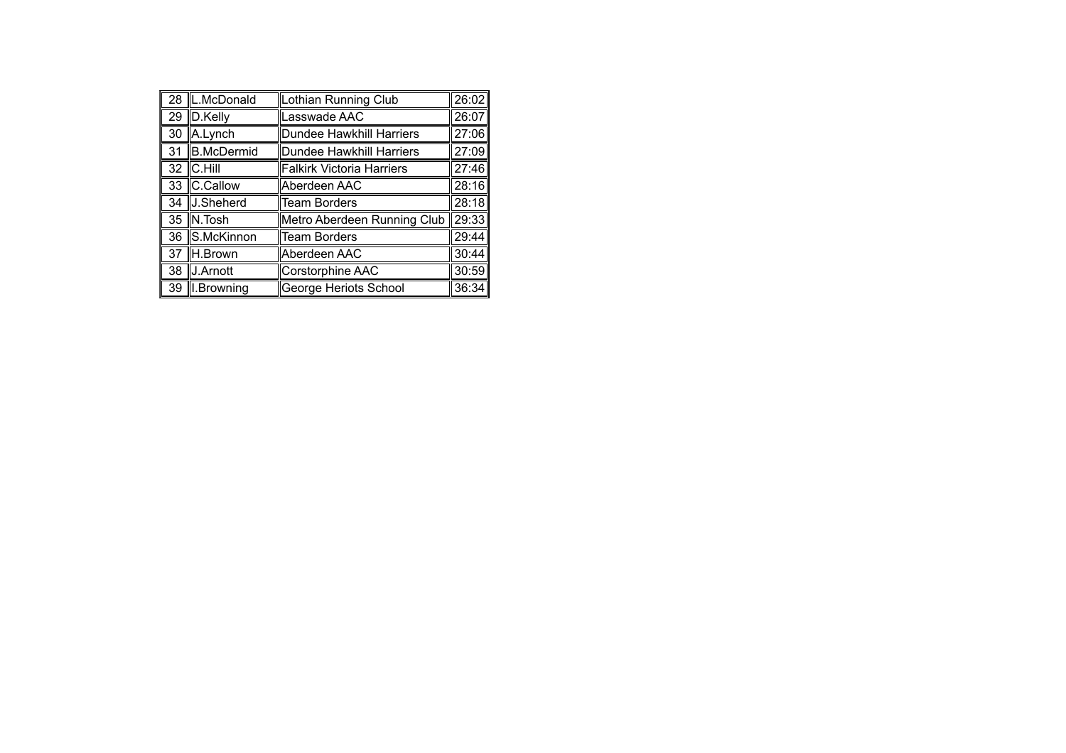| | | | |
|---|---|---|---|
| 28 | L.McDonald | Lothian Running Club | 26:02 |
| 29 | D.Kelly | Lasswade AAC | 26:07 |
| 30 | A.Lynch | Dundee Hawkhill Harriers | 27:06 |
| 31 | B.McDermid | Dundee Hawkhill Harriers | 27:09 |
| 32 | C.Hill | Falkirk Victoria Harriers | 27:46 |
| 33 | C.Callow | Aberdeen AAC | 28:16 |
| 34 | J.Sheherd | Team Borders | 28:18 |
| 35 | N.Tosh | Metro Aberdeen Running Club | 29:33 |
| 36 | S.McKinnon | Team Borders | 29:44 |
| 37 | H.Brown | Aberdeen AAC | 30:44 |
| 38 | J.Arnott | Corstorphine AAC | 30:59 |
| 39 | I.Browning | George Heriots School | 36:34 |